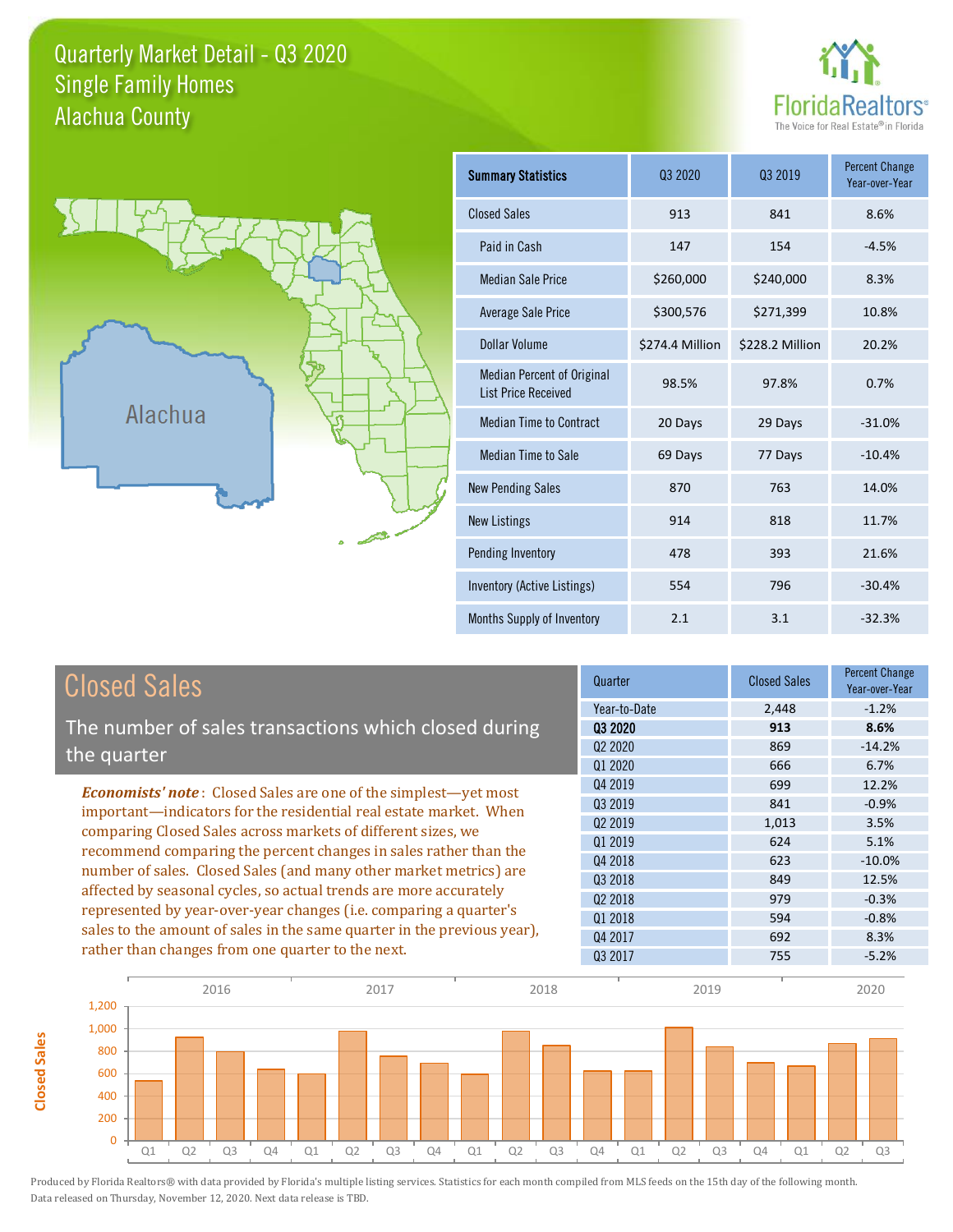# Quarterly Market Detail - Q3 2020
## Single Family Homes
## Alachua County

FloridaRealtors® The Voice for Real Estate® in Florida

Alachua

| Summary Statistics | Q3 2020 | Q3 2019 | Percent Change Year-over-Year |
|---|---|---|---|
| Closed Sales | 913 | 841 | 8.6% |
| Paid in Cash | 147 | 154 | -4.5% |
| Median Sale Price | $260,000 | $240,000 | 8.3% |
| Average Sale Price | $300,576 | $271,399 | 10.8% |
| Dollar Volume | $274.4 Million | $228.2 Million | 20.2% |
| Median Percent of Original List Price Received | 98.5% | 97.8% | 0.7% |
| Median Time to Contract | 20 Days | 29 Days | -31.0% |
| Median Time to Sale | 69 Days | 77 Days | -10.4% |
| New Pending Sales | 870 | 763 | 14.0% |
| New Listings | 914 | 818 | 11.7% |
| Pending Inventory | 478 | 393 | 21.6% |
| Inventory (Active Listings) | 554 | 796 | -30.4% |
| Months Supply of Inventory | 2.1 | 3.1 | -32.3% |

## Closed Sales

The number of sales transactions which closed during the quarter

***Economists' note***: Closed Sales are one of the simplest—yet most important—indicators for the residential real estate market. When comparing Closed Sales across markets of different sizes, we recommend comparing the percent changes in sales rather than the number of sales. Closed Sales (and many other market metrics) are affected by seasonal cycles, so actual trends are more accurately represented by year-over-year changes (i.e. comparing a quarter's sales to the amount of sales in the same quarter in the previous year), rather than changes from one quarter to the next.

| Quarter | Closed Sales | Percent Change Year-over-Year |
|---|---|---|
| Year-to-Date | 2,448 | -1.2% |
| **Q3 2020** | **913** | **8.6%** |
| Q2 2020 | 869 | -14.2% |
| Q1 2020 | 666 | 6.7% |
| Q4 2019 | 699 | 12.2% |
| Q3 2019 | 841 | -0.9% |
| Q2 2019 | 1,013 | 3.5% |
| Q1 2019 | 624 | 5.1% |
| Q4 2018 | 623 | -10.0% |
| Q3 2018 | 849 | 12.5% |
| Q2 2018 | 979 | -0.3% |
| Q1 2018 | 594 | -0.8% |
| Q4 2017 | 692 | 8.3% |
| Q3 2017 | 755 | -5.2% |

Produced by Florida Realtors® with data provided by Florida's multiple listing services. Statistics for each month compiled from MLS feeds on the 15th day of the following month. Data released on Thursday, November 12, 2020. Next data release is TBD.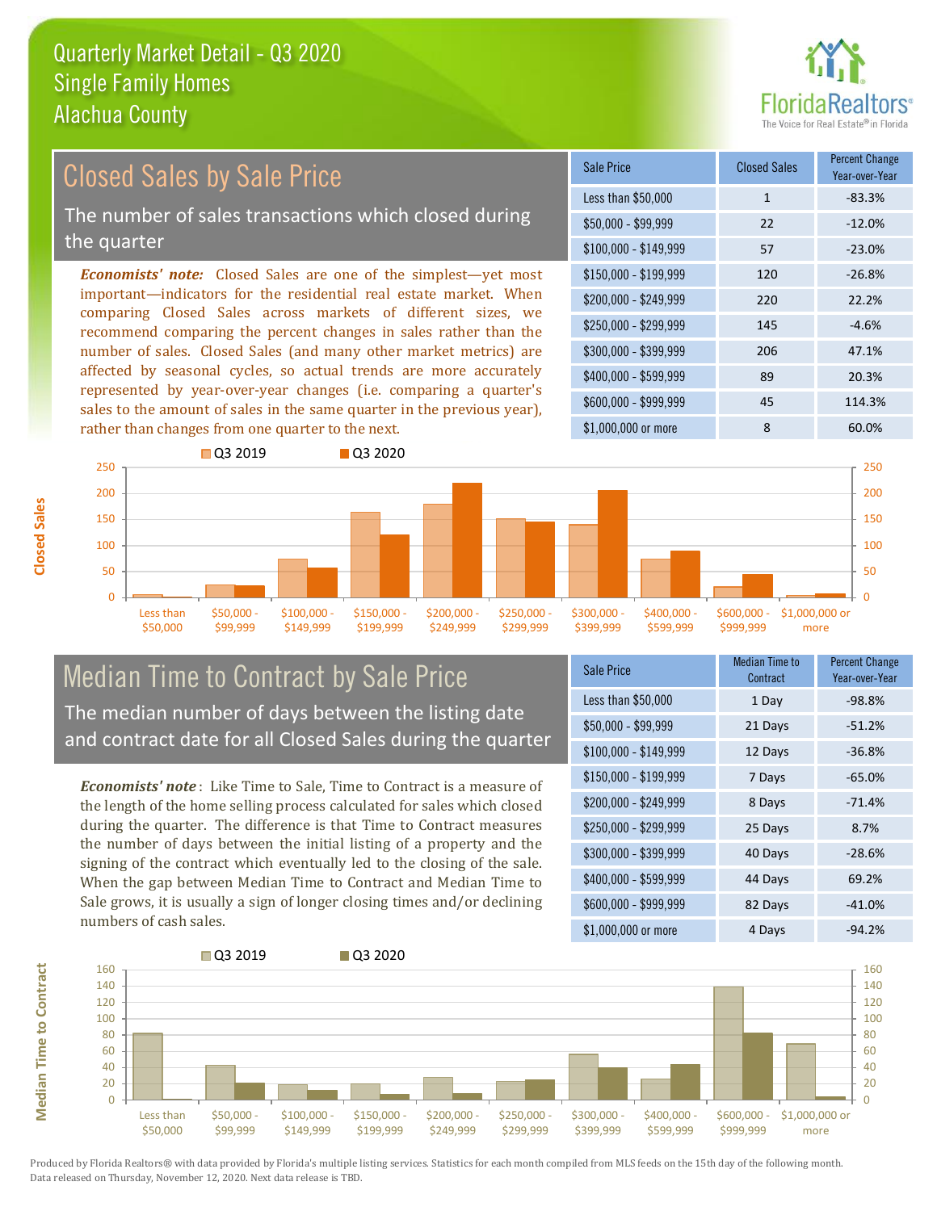# Quarterly Market Detail - Q3 2020
## Single Family Homes
## Alachua County

## Closed Sales by Sale Price

The number of sales transactions which closed during the quarter

*Economists' note:* Closed Sales are one of the simplest—yet most important—indicators for the residential real estate market. When comparing Closed Sales across markets of different sizes, we recommend comparing the percent changes in sales rather than the number of sales. Closed Sales (and many other market metrics) are affected by seasonal cycles, so actual trends are more accurately represented by year-over-year changes (i.e. comparing a quarter's sales to the amount of sales in the same quarter in the previous year), rather than changes from one quarter to the next.

| Sale Price | Closed Sales | Percent Change Year-over-Year |
|---|---|---|
| Less than $50,000 | 1 | -83.3% |
| $50,000 - $99,999 | 22 | -12.0% |
| $100,000 - $149,999 | 57 | -23.0% |
| $150,000 - $199,999 | 120 | -26.8% |
| $200,000 - $249,999 | 220 | 22.2% |
| $250,000 - $299,999 | 145 | -4.6% |
| $300,000 - $399,999 | 206 | 47.1% |
| $400,000 - $599,999 | 89 | 20.3% |
| $600,000 - $999,999 | 45 | 114.3% |
| $1,000,000 or more | 8 | 60.0% |

## Median Time to Contract by Sale Price

The median number of days between the listing date and contract date for all Closed Sales during the quarter

*Economists' note*: Like Time to Sale, Time to Contract is a measure of the length of the home selling process calculated for sales which closed during the quarter. The difference is that Time to Contract measures the number of days between the initial listing of a property and the signing of the contract which eventually led to the closing of the sale. When the gap between Median Time to Contract and Median Time to Sale grows, it is usually a sign of longer closing times and/or declining numbers of cash sales.

| Sale Price | Median Time to Contract | Percent Change Year-over-Year |
|---|---|---|
| Less than $50,000 | 1 Day | -98.8% |
| $50,000 - $99,999 | 21 Days | -51.2% |
| $100,000 - $149,999 | 12 Days | -36.8% |
| $150,000 - $199,999 | 7 Days | -65.0% |
| $200,000 - $249,999 | 8 Days | -71.4% |
| $250,000 - $299,999 | 25 Days | 8.7% |
| $300,000 - $399,999 | 40 Days | -28.6% |
| $400,000 - $599,999 | 44 Days | 69.2% |
| $600,000 - $999,999 | 82 Days | -41.0% |
| $1,000,000 or more | 4 Days | -94.2% |

Produced by Florida Realtors® with data provided by Florida's multiple listing services. Statistics for each month compiled from MLS feeds on the 15th day of the following month. Data released on Thursday, November 12, 2020. Next data release is TBD.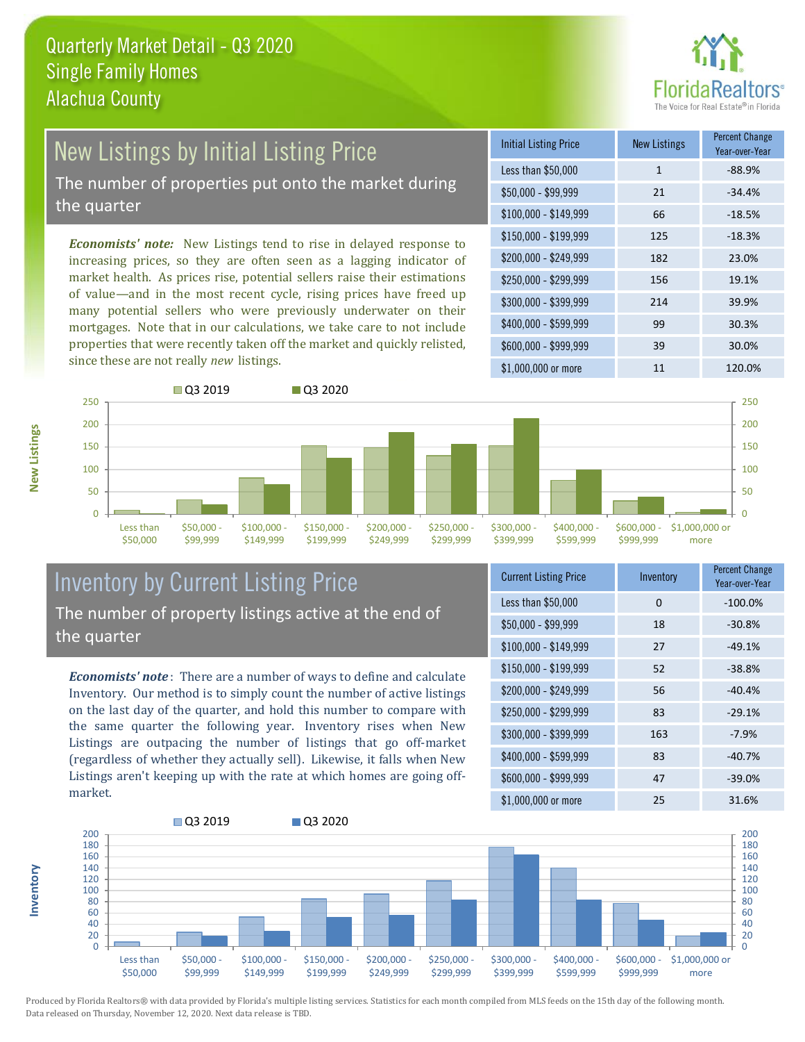# Quarterly Market Detail - Q3 2020
## Single Family Homes
## Alachua County

## New Listings by Initial Listing Price

The number of properties put onto the market during the quarter

*Economists' note:* New Listings tend to rise in delayed response to increasing prices, so they are often seen as a lagging indicator of market health. As prices rise, potential sellers raise their estimations of value—and in the most recent cycle, rising prices have freed up many potential sellers who were previously underwater on their mortgages. Note that in our calculations, we take care to not include properties that were recently taken off the market and quickly relisted, since these are not really *new* listings.

| Initial Listing Price | New Listings | Percent Change Year-over-Year |
|---|---|---|
| Less than $50,000 | 1 | -88.9% |
| $50,000 - $99,999 | 21 | -34.4% |
| $100,000 - $149,999 | 66 | -18.5% |
| $150,000 - $199,999 | 125 | -18.3% |
| $200,000 - $249,999 | 182 | 23.0% |
| $250,000 - $299,999 | 156 | 19.1% |
| $300,000 - $399,999 | 214 | 39.9% |
| $400,000 - $599,999 | 99 | 30.3% |
| $600,000 - $999,999 | 39 | 30.0% |
| $1,000,000 or more | 11 | 120.0% |

## Inventory by Current Listing Price

The number of property listings active at the end of the quarter

*Economists' note*: There are a number of ways to define and calculate Inventory. Our method is to simply count the number of active listings on the last day of the quarter, and hold this number to compare with the same quarter the following year. Inventory rises when New Listings are outpacing the number of listings that go off-market (regardless of whether they actually sell). Likewise, it falls when New Listings aren't keeping up with the rate at which homes are going off-market.

| Current Listing Price | Inventory | Percent Change Year-over-Year |
|---|---|---|
| Less than $50,000 | 0 | -100.0% |
| $50,000 - $99,999 | 18 | -30.8% |
| $100,000 - $149,999 | 27 | -49.1% |
| $150,000 - $199,999 | 52 | -38.8% |
| $200,000 - $249,999 | 56 | -40.4% |
| $250,000 - $299,999 | 83 | -29.1% |
| $300,000 - $399,999 | 163 | -7.9% |
| $400,000 - $599,999 | 83 | -40.7% |
| $600,000 - $999,999 | 47 | -39.0% |
| $1,000,000 or more | 25 | 31.6% |

Produced by Florida Realtors® with data provided by Florida's multiple listing services. Statistics for each month compiled from MLS feeds on the 15th day of the following month. Data released on Thursday, November 12, 2020. Next data release is TBD.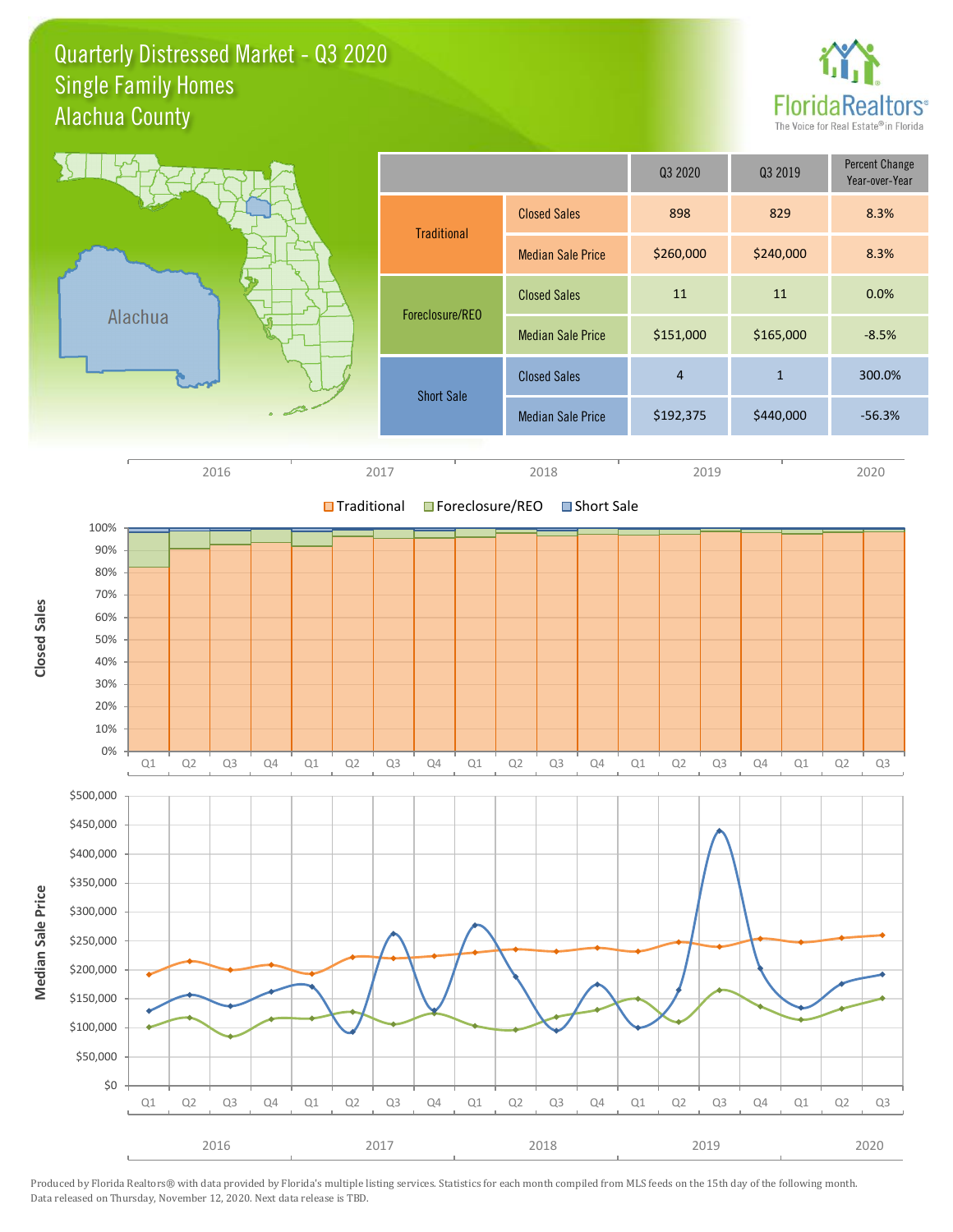# Quarterly Distressed Market - Q3 2020
## Single Family Homes
## Alachua County

| | | Q3 2020 | Q3 2019 | Percent Change Year-over-Year |
|---|---|---|---|---|
| Traditional | Closed Sales | 898 | 829 | 8.3% |
| | Median Sale Price | $260,000 | $240,000 | 8.3% |
| Foreclosure/REO | Closed Sales | 11 | 11 | 0.0% |
| | Median Sale Price | $151,000 | $165,000 | -8.5% |
| Short Sale | Closed Sales | 4 | 1 | 300.0% |
| | Median Sale Price | $192,375 | $440,000 | -56.3% |

Produced by Florida Realtors® with data provided by Florida's multiple listing services. Statistics for each month compiled from MLS feeds on the 15th day of the following month. Data released on Thursday, November 12, 2020. Next data release is TBD.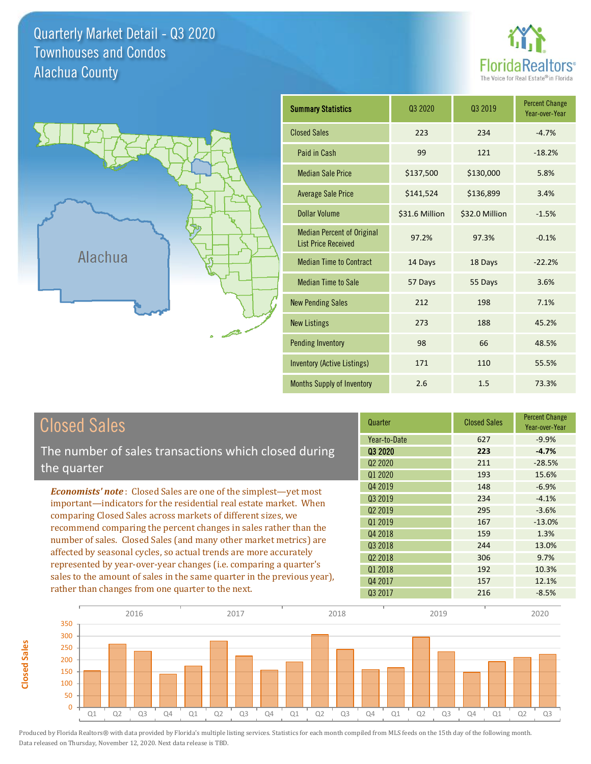# Quarterly Market Detail - Q3 2020
## Townhouses and Condos
## Alachua County

Alachua

| Summary Statistics | Q3 2020 | Q3 2019 | Percent Change Year-over-Year |
|---|---|---|---|
| Closed Sales | 223 | 234 | -4.7% |
| Paid in Cash | 99 | 121 | -18.2% |
| Median Sale Price | $137,500 | $130,000 | 5.8% |
| Average Sale Price | $141,524 | $136,899 | 3.4% |
| Dollar Volume | $31.6 Million | $32.0 Million | -1.5% |
| Median Percent of Original List Price Received | 97.2% | 97.3% | -0.1% |
| Median Time to Contract | 14 Days | 18 Days | -22.2% |
| Median Time to Sale | 57 Days | 55 Days | 3.6% |
| New Pending Sales | 212 | 198 | 7.1% |
| New Listings | 273 | 188 | 45.2% |
| Pending Inventory | 98 | 66 | 48.5% |
| Inventory (Active Listings) | 171 | 110 | 55.5% |
| Months Supply of Inventory | 2.6 | 1.5 | 73.3% |

## Closed Sales

The number of sales transactions which closed during the quarter

***Economists' note***: Closed Sales are one of the simplest—yet most important—indicators for the residential real estate market. When comparing Closed Sales across markets of different sizes, we recommend comparing the percent changes in sales rather than the number of sales. Closed Sales (and many other market metrics) are affected by seasonal cycles, so actual trends are more accurately represented by year-over-year changes (i.e. comparing a quarter's sales to the amount of sales in the same quarter in the previous year), rather than changes from one quarter to the next.

| Quarter | Closed Sales | Percent Change Year-over-Year |
|---|---|---|
| Year-to-Date | 627 | -9.9% |
| **Q3 2020** | **223** | **-4.7%** |
| Q2 2020 | 211 | -28.5% |
| Q1 2020 | 193 | 15.6% |
| Q4 2019 | 148 | -6.9% |
| Q3 2019 | 234 | -4.1% |
| Q2 2019 | 295 | -3.6% |
| Q1 2019 | 167 | -13.0% |
| Q4 2018 | 159 | 1.3% |
| Q3 2018 | 244 | 13.0% |
| Q2 2018 | 306 | 9.7% |
| Q1 2018 | 192 | 10.3% |
| Q4 2017 | 157 | 12.1% |
| Q3 2017 | 216 | -8.5% |

Produced by Florida Realtors® with data provided by Florida's multiple listing services. Statistics for each month compiled from MLS feeds on the 15th day of the following month. Data released on Thursday, November 12, 2020. Next data release is TBD.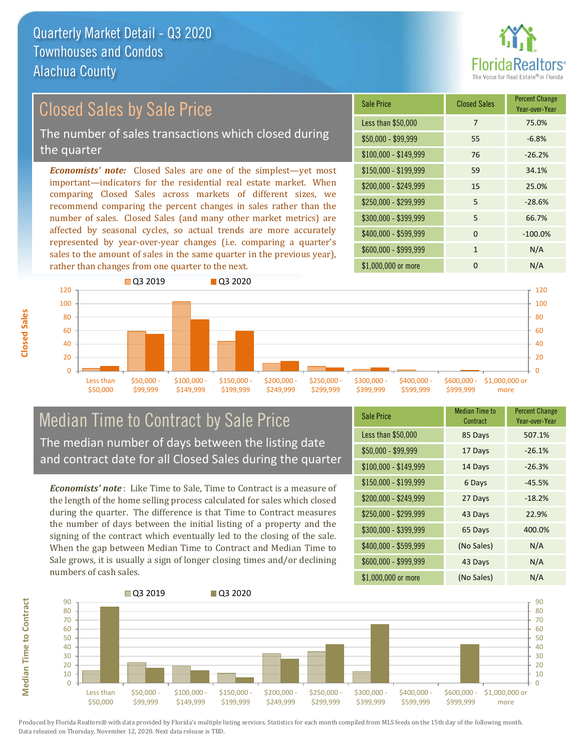# Quarterly Market Detail - Q3 2020
## Townhouses and Condos
## Alachua County

## Closed Sales by Sale Price

The number of sales transactions which closed during the quarter

*Economists' note:* Closed Sales are one of the simplest—yet most important—indicators for the residential real estate market. When comparing Closed Sales across markets of different sizes, we recommend comparing the percent changes in sales rather than the number of sales. Closed Sales (and many other market metrics) are affected by seasonal cycles, so actual trends are more accurately represented by year-over-year changes (i.e. comparing a quarter's sales to the amount of sales in the same quarter in the previous year), rather than changes from one quarter to the next.

| Sale Price | Closed Sales | Percent Change Year-over-Year |
|---|---|---|
| Less than $50,000 | 7 | 75.0% |
| $50,000 - $99,999 | 55 | -6.8% |
| $100,000 - $149,999 | 76 | -26.2% |
| $150,000 - $199,999 | 59 | 34.1% |
| $200,000 - $249,999 | 15 | 25.0% |
| $250,000 - $299,999 | 5 | -28.6% |
| $300,000 - $399,999 | 5 | 66.7% |
| $400,000 - $599,999 | 0 | -100.0% |
| $600,000 - $999,999 | 1 | N/A |
| $1,000,000 or more | 0 | N/A |

## Median Time to Contract by Sale Price

The median number of days between the listing date and contract date for all Closed Sales during the quarter

*Economists' note*: Like Time to Sale, Time to Contract is a measure of the length of the home selling process calculated for sales which closed during the quarter. The difference is that Time to Contract measures the number of days between the initial listing of a property and the signing of the contract which eventually led to the closing of the sale. When the gap between Median Time to Contract and Median Time to Sale grows, it is usually a sign of longer closing times and/or declining numbers of cash sales.

| Sale Price | Median Time to Contract | Percent Change Year-over-Year |
|---|---|---|
| Less than $50,000 | 85 Days | 507.1% |
| $50,000 - $99,999 | 17 Days | -26.1% |
| $100,000 - $149,999 | 14 Days | -26.3% |
| $150,000 - $199,999 | 6 Days | -45.5% |
| $200,000 - $249,999 | 27 Days | -18.2% |
| $250,000 - $299,999 | 43 Days | 22.9% |
| $300,000 - $399,999 | 65 Days | 400.0% |
| $400,000 - $599,999 | (No Sales) | N/A |
| $600,000 - $999,999 | 43 Days | N/A |
| $1,000,000 or more | (No Sales) | N/A |

Produced by Florida Realtors® with data provided by Florida's multiple listing services. Statistics for each month compiled from MLS feeds on the 15th day of the following month. Data released on Thursday, November 12, 2020. Next data release is TBD.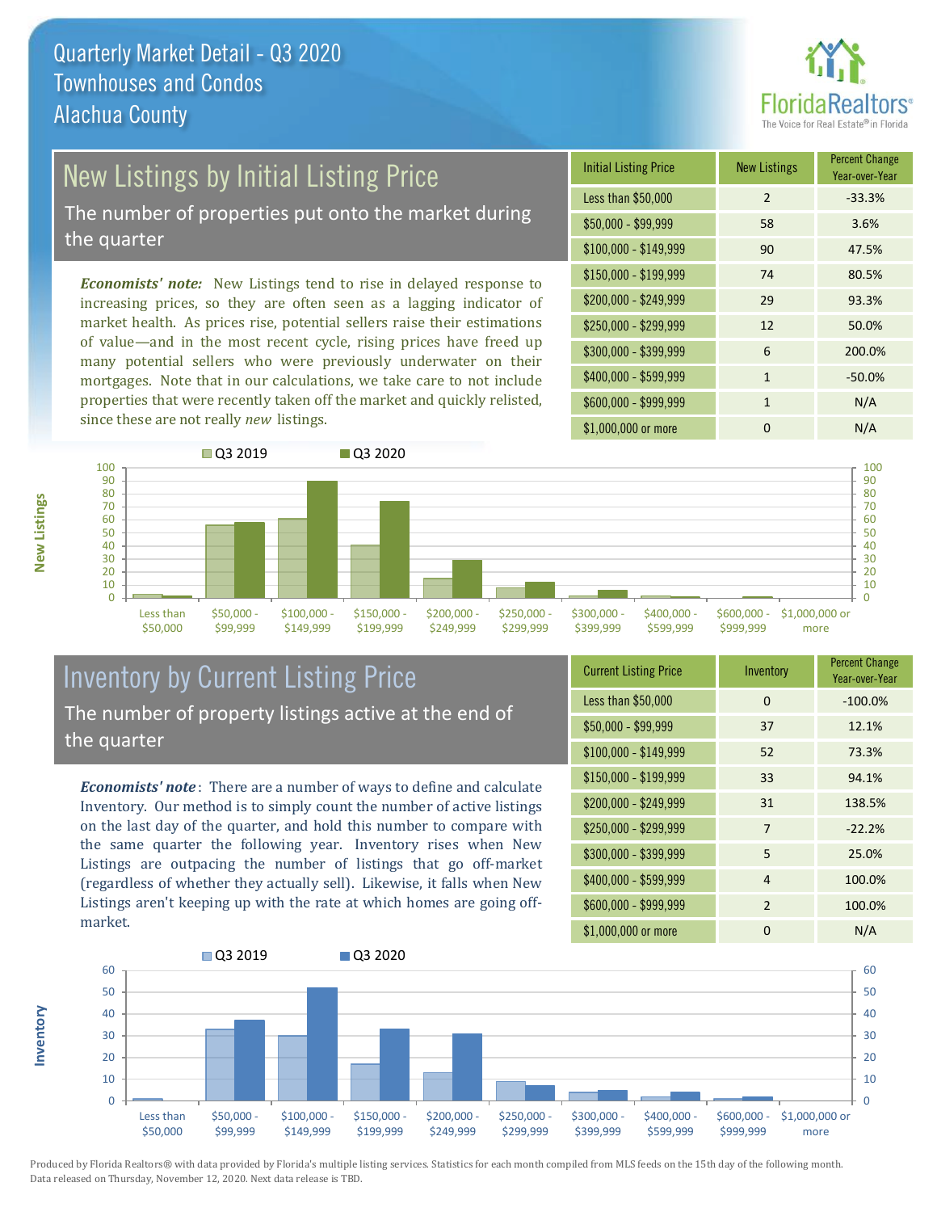# Quarterly Market Detail - Q3 2020
## Townhouses and Condos
## Alachua County

## New Listings by Initial Listing Price

The number of properties put onto the market during the quarter

***Economists' note:*** New Listings tend to rise in delayed response to increasing prices, so they are often seen as a lagging indicator of market health. As prices rise, potential sellers raise their estimations of value—and in the most recent cycle, rising prices have freed up many potential sellers who were previously underwater on their mortgages. Note that in our calculations, we take care to not include properties that were recently taken off the market and quickly relisted, since these are not really *new* listings.

| Initial Listing Price | New Listings | Percent Change Year-over-Year |
|---|---|---|
| Less than $50,000 | 2 | -33.3% |
| $50,000 - $99,999 | 58 | 3.6% |
| $100,000 - $149,999 | 90 | 47.5% |
| $150,000 - $199,999 | 74 | 80.5% |
| $200,000 - $249,999 | 29 | 93.3% |
| $250,000 - $299,999 | 12 | 50.0% |
| $300,000 - $399,999 | 6 | 200.0% |
| $400,000 - $599,999 | 1 | -50.0% |
| $600,000 - $999,999 | 1 | N/A |
| $1,000,000 or more | 0 | N/A |

## Inventory by Current Listing Price

The number of property listings active at the end of the quarter

***Economists' note*:** There are a number of ways to define and calculate Inventory. Our method is to simply count the number of active listings on the last day of the quarter, and hold this number to compare with the same quarter the following year. Inventory rises when New Listings are outpacing the number of listings that go off-market (regardless of whether they actually sell). Likewise, it falls when New Listings aren't keeping up with the rate at which homes are going off-market.

| Current Listing Price | Inventory | Percent Change Year-over-Year |
|---|---|---|
| Less than $50,000 | 0 | -100.0% |
| $50,000 - $99,999 | 37 | 12.1% |
| $100,000 - $149,999 | 52 | 73.3% |
| $150,000 - $199,999 | 33 | 94.1% |
| $200,000 - $249,999 | 31 | 138.5% |
| $250,000 - $299,999 | 7 | -22.2% |
| $300,000 - $399,999 | 5 | 25.0% |
| $400,000 - $599,999 | 4 | 100.0% |
| $600,000 - $999,999 | 2 | 100.0% |
| $1,000,000 or more | 0 | N/A |

Produced by Florida Realtors® with data provided by Florida's multiple listing services. Statistics for each month compiled from MLS feeds on the 15th day of the following month. Data released on Thursday, November 12, 2020. Next data release is TBD.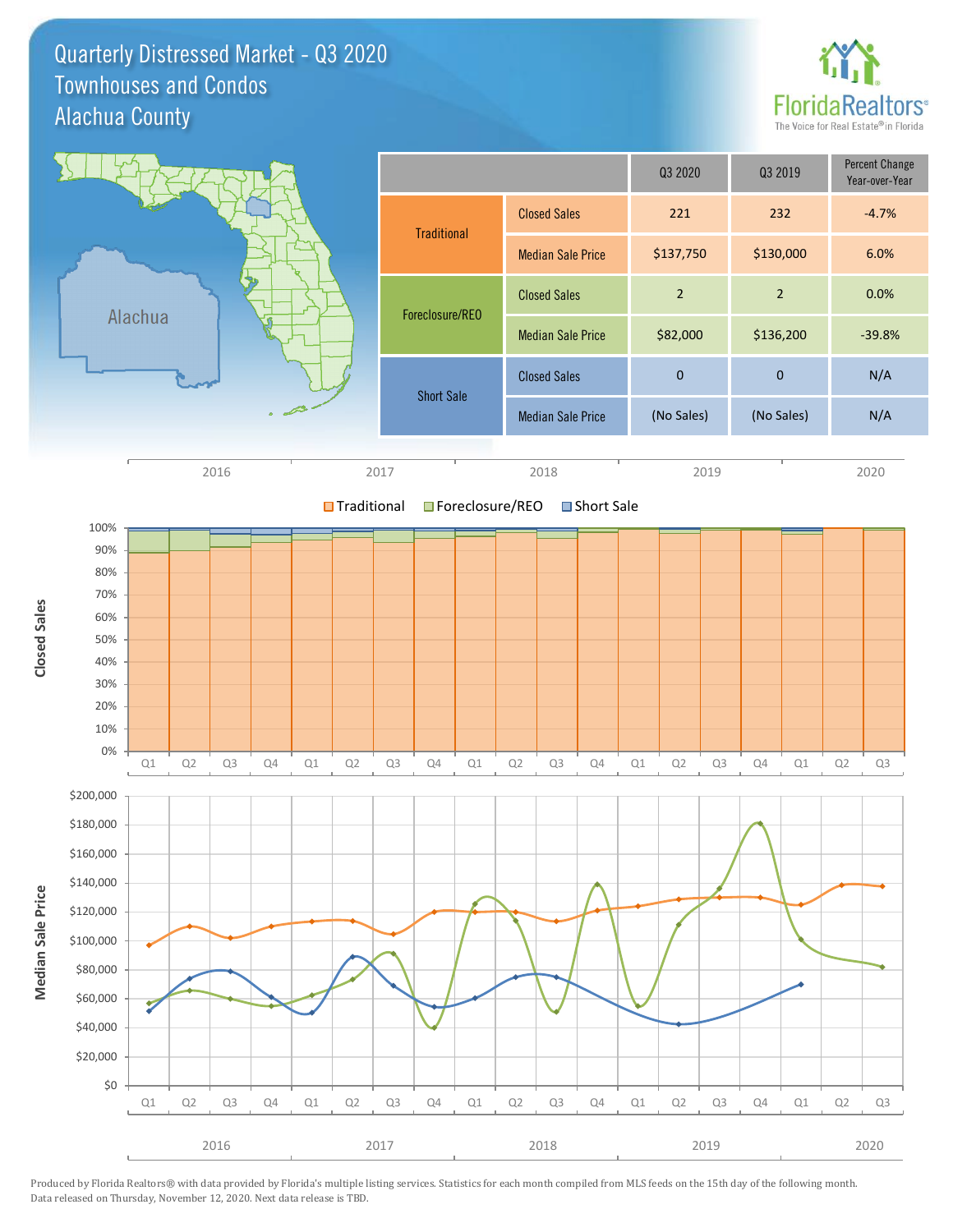# Quarterly Distressed Market - Q3 2020
## Townhouses and Condos
## Alachua County

| | | Q3 2020 | Q3 2019 | Percent Change Year-over-Year |
|---|---|---|---|---|
| Traditional | Closed Sales | 221 | 232 | -4.7% |
| | Median Sale Price | $137,750 | $130,000 | 6.0% |
| Foreclosure/REO | Closed Sales | 2 | 2 | 0.0% |
| | Median Sale Price | $82,000 | $136,200 | -39.8% |
| Short Sale | Closed Sales | 0 | 0 | N/A |
| | Median Sale Price | (No Sales) | (No Sales) | N/A |

Produced by Florida Realtors® with data provided by Florida's multiple listing services. Statistics for each month compiled from MLS feeds on the 15th day of the following month. Data released on Thursday, November 12, 2020. Next data release is TBD.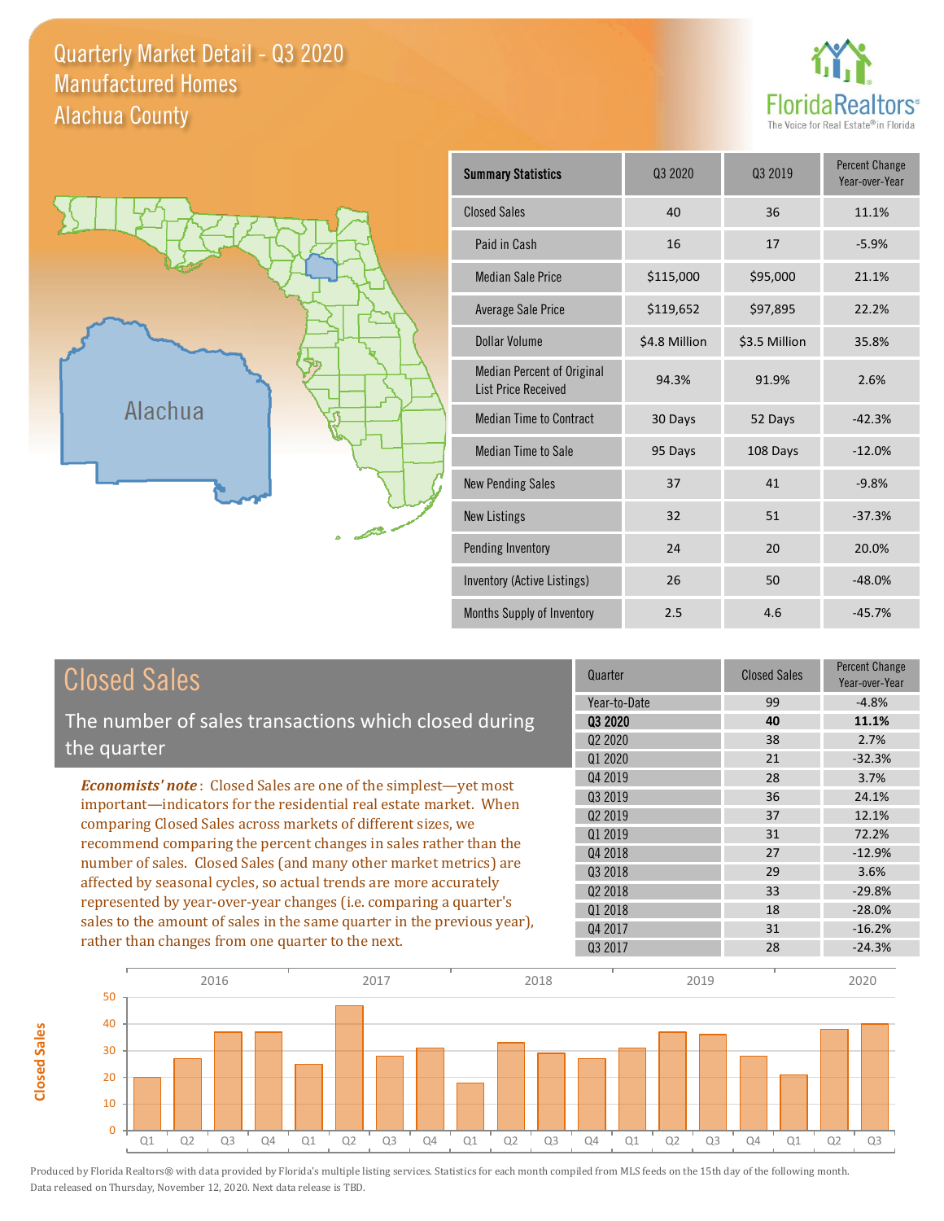# Quarterly Market Detail - Q3 2020
## Manufactured Homes
## Alachua County

FloridaRealtors® The Voice for Real Estate® in Florida

Alachua

| Summary Statistics | Q3 2020 | Q3 2019 | Percent Change Year-over-Year |
|---|---|---|---|
| Closed Sales | 40 | 36 | 11.1% |
| Paid in Cash | 16 | 17 | -5.9% |
| Median Sale Price | $115,000 | $95,000 | 21.1% |
| Average Sale Price | $119,652 | $97,895 | 22.2% |
| Dollar Volume | $4.8 Million | $3.5 Million | 35.8% |
| Median Percent of Original List Price Received | 94.3% | 91.9% | 2.6% |
| Median Time to Contract | 30 Days | 52 Days | -42.3% |
| Median Time to Sale | 95 Days | 108 Days | -12.0% |
| New Pending Sales | 37 | 41 | -9.8% |
| New Listings | 32 | 51 | -37.3% |
| Pending Inventory | 24 | 20 | 20.0% |
| Inventory (Active Listings) | 26 | 50 | -48.0% |
| Months Supply of Inventory | 2.5 | 4.6 | -45.7% |

## Closed Sales

The number of sales transactions which closed during the quarter

***Economists' note***: Closed Sales are one of the simplest—yet most important—indicators for the residential real estate market. When comparing Closed Sales across markets of different sizes, we recommend comparing the percent changes in sales rather than the number of sales. Closed Sales (and many other market metrics) are affected by seasonal cycles, so actual trends are more accurately represented by year-over-year changes (i.e. comparing a quarter's sales to the amount of sales in the same quarter in the previous year), rather than changes from one quarter to the next.

| Quarter | Closed Sales | Percent Change Year-over-Year |
|---|---|---|
| Year-to-Date | 99 | -4.8% |
| **Q3 2020** | **40** | **11.1%** |
| Q2 2020 | 38 | 2.7% |
| Q1 2020 | 21 | -32.3% |
| Q4 2019 | 28 | 3.7% |
| Q3 2019 | 36 | 24.1% |
| Q2 2019 | 37 | 12.1% |
| Q1 2019 | 31 | 72.2% |
| Q4 2018 | 27 | -12.9% |
| Q3 2018 | 29 | 3.6% |
| Q2 2018 | 33 | -29.8% |
| Q1 2018 | 18 | -28.0% |
| Q4 2017 | 31 | -16.2% |
| Q3 2017 | 28 | -24.3% |

Produced by Florida Realtors® with data provided by Florida's multiple listing services. Statistics for each month compiled from MLS feeds on the 15th day of the following month. Data released on Thursday, November 12, 2020. Next data release is TBD.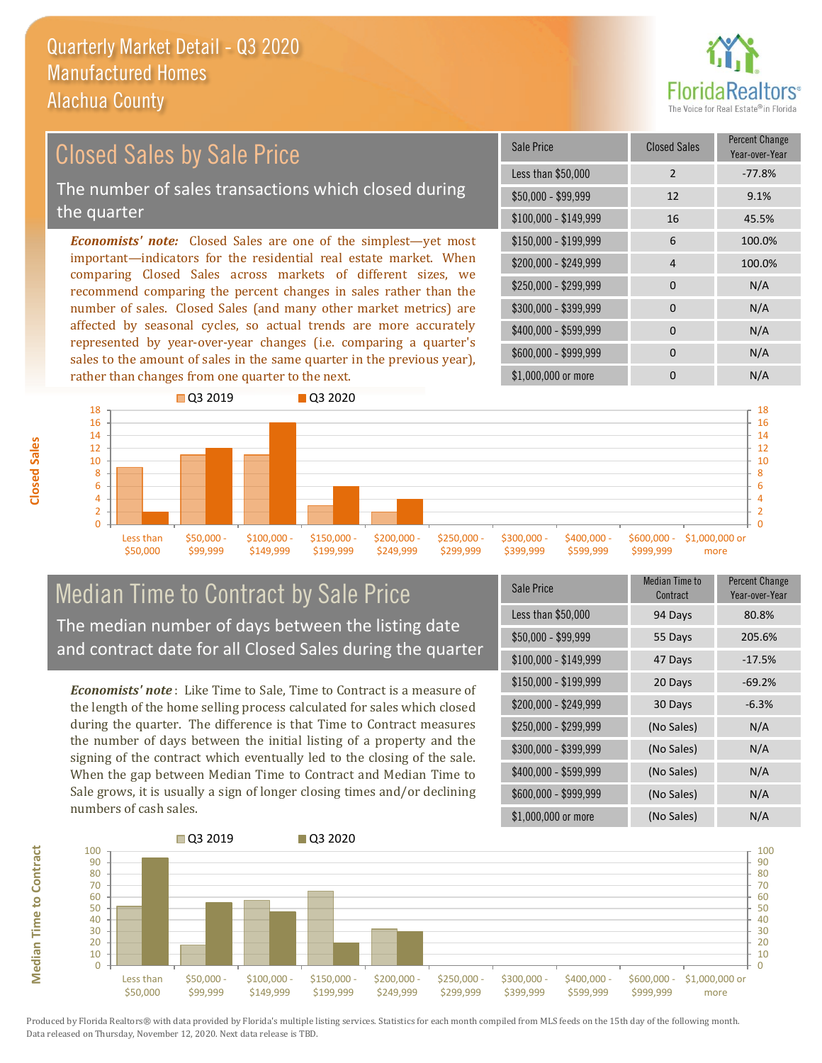# Quarterly Market Detail - Q3 2020
## Manufactured Homes
## Alachua County

## Closed Sales by Sale Price

The number of sales transactions which closed during the quarter

*Economists' note:* Closed Sales are one of the simplest—yet most important—indicators for the residential real estate market. When comparing Closed Sales across markets of different sizes, we recommend comparing the percent changes in sales rather than the number of sales. Closed Sales (and many other market metrics) are affected by seasonal cycles, so actual trends are more accurately represented by year-over-year changes (i.e. comparing a quarter's sales to the amount of sales in the same quarter in the previous year), rather than changes from one quarter to the next.

| Sale Price | Closed Sales | Percent Change Year-over-Year |
|---|---|---|
| Less than $50,000 | 2 | -77.8% |
| $50,000 - $99,999 | 12 | 9.1% |
| $100,000 - $149,999 | 16 | 45.5% |
| $150,000 - $199,999 | 6 | 100.0% |
| $200,000 - $249,999 | 4 | 100.0% |
| $250,000 - $299,999 | 0 | N/A |
| $300,000 - $399,999 | 0 | N/A |
| $400,000 - $599,999 | 0 | N/A |
| $600,000 - $999,999 | 0 | N/A |
| $1,000,000 or more | 0 | N/A |

## Median Time to Contract by Sale Price

The median number of days between the listing date and contract date for all Closed Sales during the quarter

*Economists' note*: Like Time to Sale, Time to Contract is a measure of the length of the home selling process calculated for sales which closed during the quarter. The difference is that Time to Contract measures the number of days between the initial listing of a property and the signing of the contract which eventually led to the closing of the sale. When the gap between Median Time to Contract and Median Time to Sale grows, it is usually a sign of longer closing times and/or declining numbers of cash sales.

| Sale Price | Median Time to Contract | Percent Change Year-over-Year |
|---|---|---|
| Less than $50,000 | 94 Days | 80.8% |
| $50,000 - $99,999 | 55 Days | 205.6% |
| $100,000 - $149,999 | 47 Days | -17.5% |
| $150,000 - $199,999 | 20 Days | -69.2% |
| $200,000 - $249,999 | 30 Days | -6.3% |
| $250,000 - $299,999 | (No Sales) | N/A |
| $300,000 - $399,999 | (No Sales) | N/A |
| $400,000 - $599,999 | (No Sales) | N/A |
| $600,000 - $999,999 | (No Sales) | N/A |
| $1,000,000 or more | (No Sales) | N/A |

Produced by Florida Realtors® with data provided by Florida's multiple listing services. Statistics for each month compiled from MLS feeds on the 15th day of the following month. Data released on Thursday, November 12, 2020. Next data release is TBD.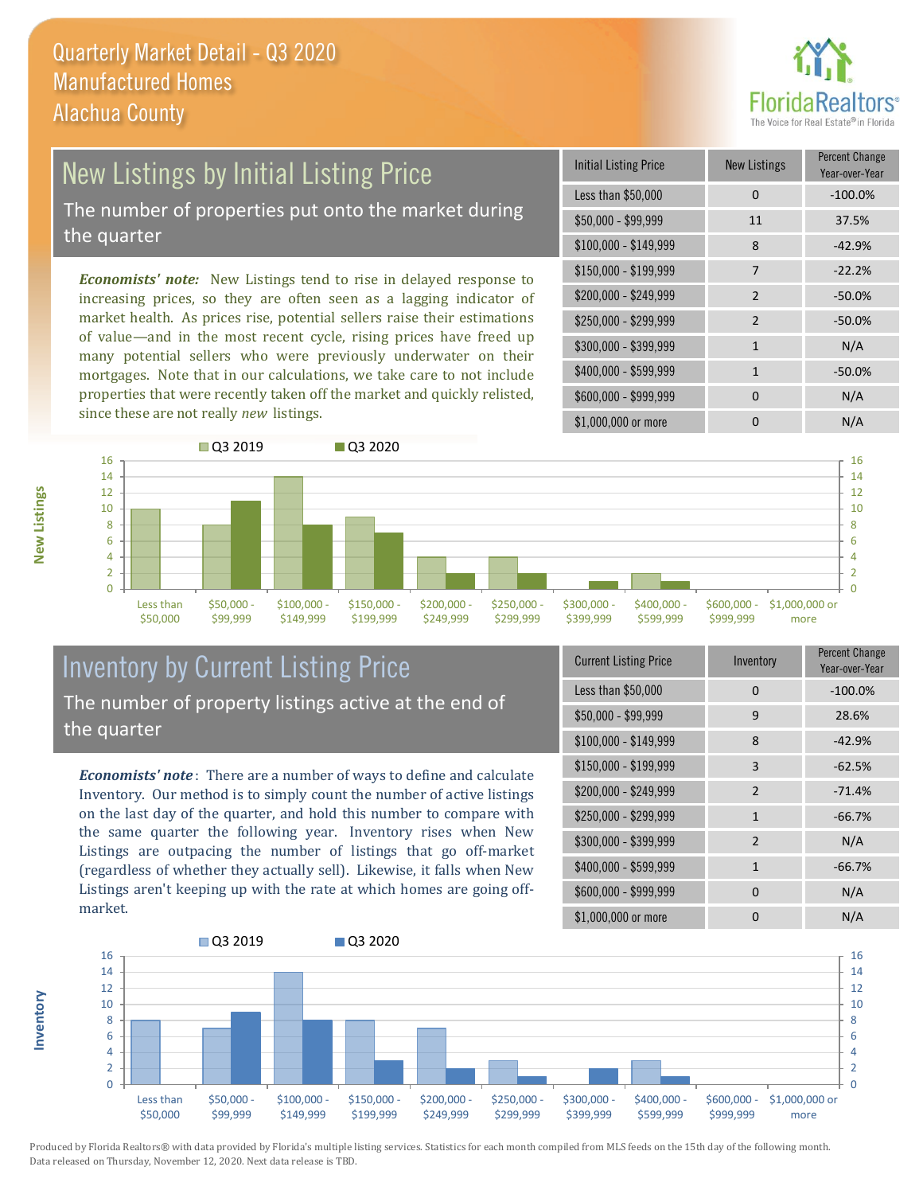# Quarterly Market Detail - Q3 2020
## Manufactured Homes
## Alachua County

## New Listings by Initial Listing Price

The number of properties put onto the market during the quarter

*Economists' note:* New Listings tend to rise in delayed response to increasing prices, so they are often seen as a lagging indicator of market health. As prices rise, potential sellers raise their estimations of value—and in the most recent cycle, rising prices have freed up many potential sellers who were previously underwater on their mortgages. Note that in our calculations, we take care to not include properties that were recently taken off the market and quickly relisted, since these are not really *new* listings.

| Initial Listing Price | New Listings | Percent Change Year-over-Year |
|---|---|---|
| Less than $50,000 | 0 | -100.0% |
| $50,000 - $99,999 | 11 | 37.5% |
| $100,000 - $149,999 | 8 | -42.9% |
| $150,000 - $199,999 | 7 | -22.2% |
| $200,000 - $249,999 | 2 | -50.0% |
| $250,000 - $299,999 | 2 | -50.0% |
| $300,000 - $399,999 | 1 | N/A |
| $400,000 - $599,999 | 1 | -50.0% |
| $600,000 - $999,999 | 0 | N/A |
| $1,000,000 or more | 0 | N/A |

## Inventory by Current Listing Price

The number of property listings active at the end of the quarter

*Economists' note*: There are a number of ways to define and calculate Inventory. Our method is to simply count the number of active listings on the last day of the quarter, and hold this number to compare with the same quarter the following year. Inventory rises when New Listings are outpacing the number of listings that go off-market (regardless of whether they actually sell). Likewise, it falls when New Listings aren't keeping up with the rate at which homes are going off-market.

| Current Listing Price | Inventory | Percent Change Year-over-Year |
|---|---|---|
| Less than $50,000 | 0 | -100.0% |
| $50,000 - $99,999 | 9 | 28.6% |
| $100,000 - $149,999 | 8 | -42.9% |
| $150,000 - $199,999 | 3 | -62.5% |
| $200,000 - $249,999 | 2 | -71.4% |
| $250,000 - $299,999 | 1 | -66.7% |
| $300,000 - $399,999 | 2 | N/A |
| $400,000 - $599,999 | 1 | -66.7% |
| $600,000 - $999,999 | 0 | N/A |
| $1,000,000 or more | 0 | N/A |

Produced by Florida Realtors® with data provided by Florida's multiple listing services. Statistics for each month compiled from MLS feeds on the 15th day of the following month. Data released on Thursday, November 12, 2020. Next data release is TBD.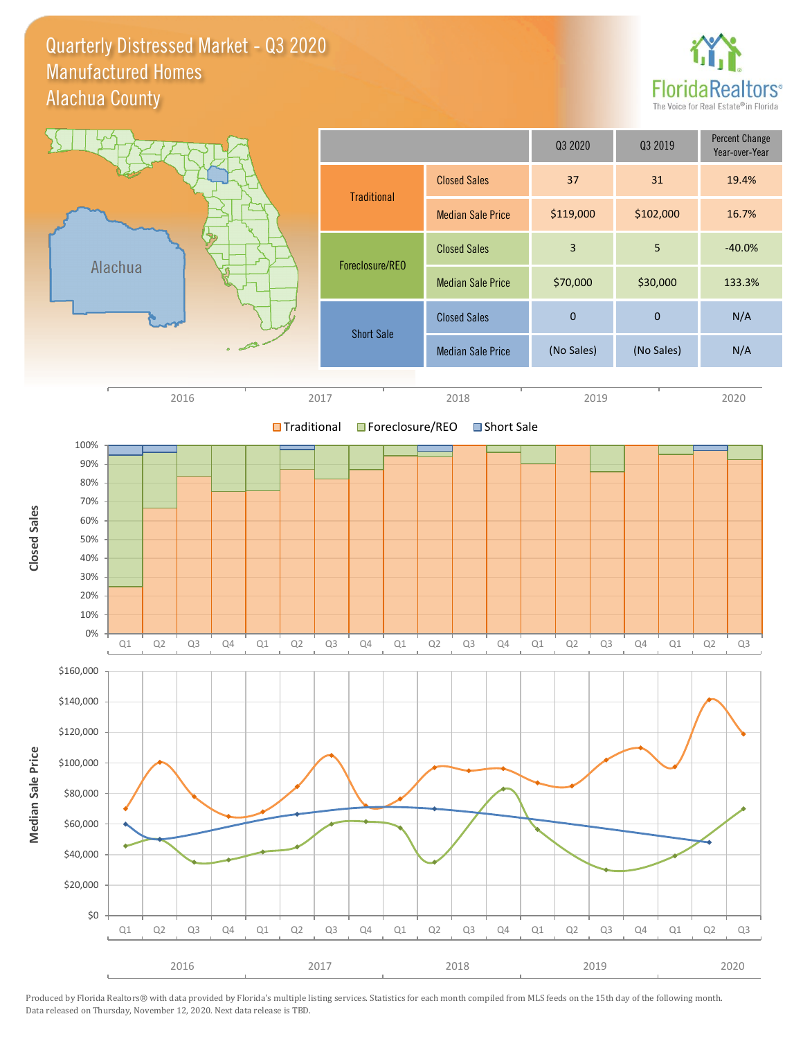# Quarterly Distressed Market - Q3 2020
## Manufactured Homes
## Alachua County

FloridaRealtors® The Voice for Real Estate® in Florida

Alachua

| | | Q3 2020 | Q3 2019 | Percent Change Year-over-Year |
|---|---|---|---|---|
| Traditional | Closed Sales | 37 | 31 | 19.4% |
| | Median Sale Price | $119,000 | $102,000 | 16.7% |
| Foreclosure/REO | Closed Sales | 3 | 5 | -40.0% |
| | Median Sale Price | $70,000 | $30,000 | 133.3% |
| Short Sale | Closed Sales | 0 | 0 | N/A |
| | Median Sale Price | (No Sales) | (No Sales) | N/A |

2016 2017 2018 2019 2020

Traditional Foreclosure/REO Short Sale

Closed Sales

100% 90% 80% 70% 60% 50% 40% 30% 20% 10% 0%

Q1 Q2 Q3 Q4 Q1 Q2 Q3 Q4 Q1 Q2 Q3 Q4 Q1 Q2 Q3 Q4 Q1 Q2 Q3

Median Sale Price

$160,000 $140,000 $120,000 $100,000 $80,000 $60,000 $40,000 $20,000 $0

Q1 Q2 Q3 Q4 Q1 Q2 Q3 Q4 Q1 Q2 Q3 Q4 Q1 Q2 Q3 Q4 Q1 Q2 Q3

2016 2017 2018 2019 2020

Produced by Florida Realtors® with data provided by Florida's multiple listing services. Statistics for each month compiled from MLS feeds on the 15th day of the following month. Data released on Thursday, November 12, 2020. Next data release is TBD.